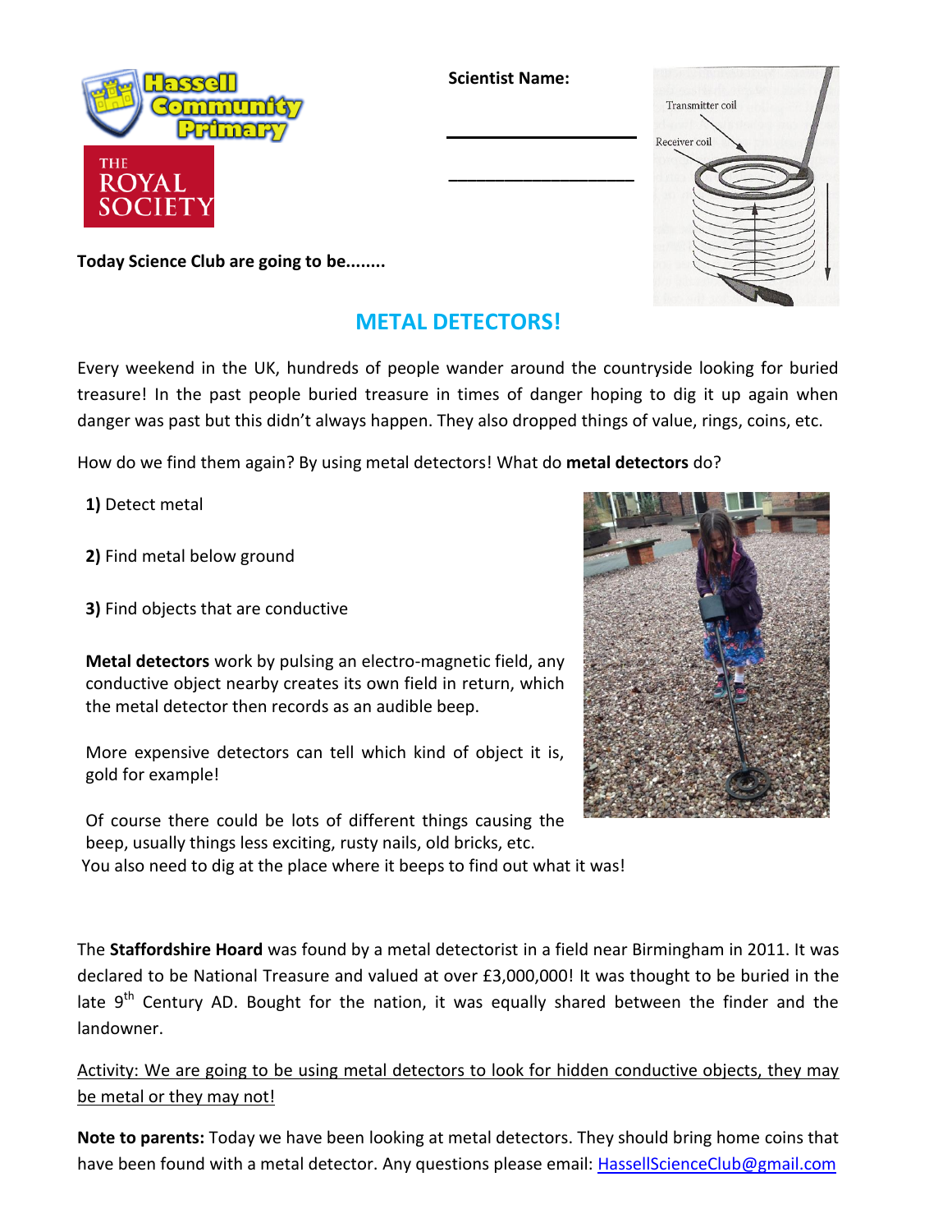Scientist Name:

\_\_\_\_\_\_\_\_\_\_\_\_\_\_\_\_\_\_\_\_

\_\_\_\_\_\_\_\_\_\_\_\_\_\_\_\_\_\_\_\_

**Today Science Club are going to be........**

# METAL DETECTORS!

Every weekend in the UK, hundreds of people wander around the countryside looking for buried treasure! In the past people buried treasure in times of danger hoping to dig it up again when danger was past but this didn't always happen. They also dropped things of value, rings, coins, etc.

How do we find them again? By using metal detectors! What do **metal detectors** do?

**1)** Detect metal

**2)** Find metal below ground

**3)** Find objects that are conductive

**Metal detectors** work by pulsing an electro-magnetic field, any conductive object nearby creates its own field in return, which the metal detector then records as an audible beep.

More expensive detectors can tell which kind of object it is, gold for example!

Of course there could be lots of different things causing the beep, usually things less exciting, rusty nails, old bricks, etc.
You also need to dig at the place where it beeps to find out what it was!

The **Staffordshire Hoard** was found by a metal detectorist in a field near Birmingham in 2011. It was declared to be National Treasure and valued at over £3,000,000! It was thought to be buried in the late 9th Century AD. Bought for the nation, it was equally shared between the finder and the landowner.

<u>Activity: We are going to be using metal detectors to look for hidden conductive objects, they may be metal or they may not!</u>

**Note to parents:** Today we have been looking at metal detectors. They should bring home coins that have been found with a metal detector. Any questions please email: HassellScienceClub@gmail.com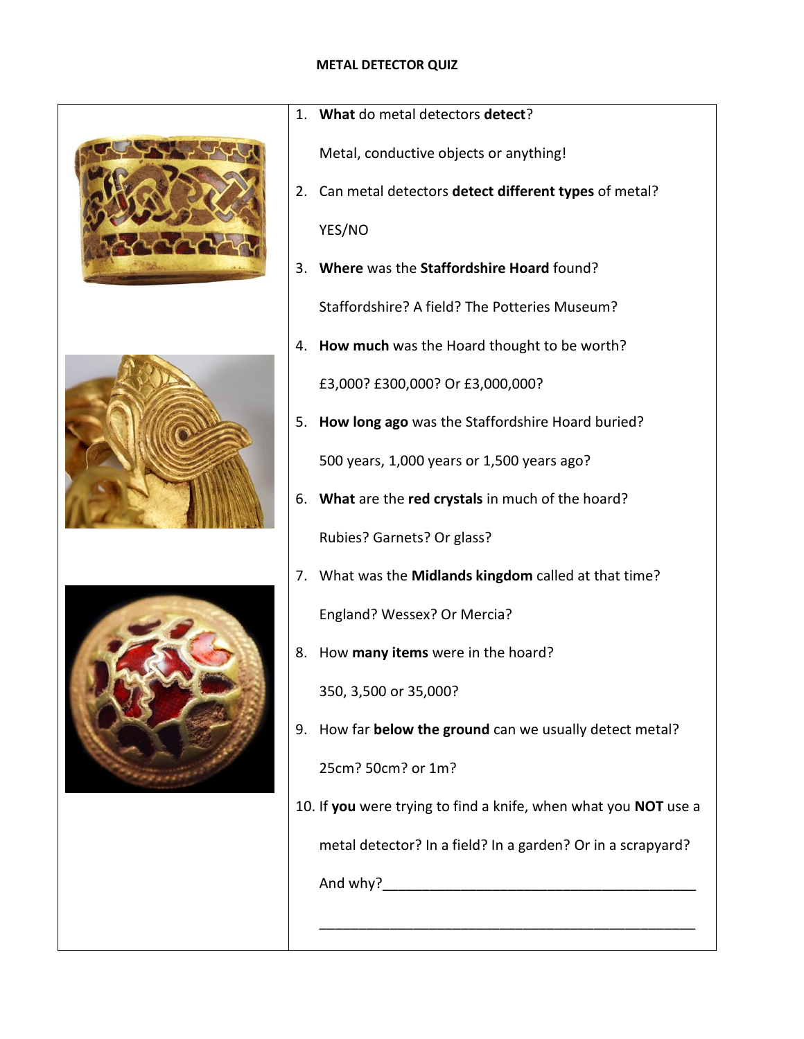**METAL DETECTOR QUIZ**

1. **What** do metal detectors **detect**?

   Metal, conductive objects or anything!

2. Can metal detectors **detect different types** of metal?

   YES/NO

3. **Where** was the **Staffordshire Hoard** found?

   Staffordshire? A field? The Potteries Museum?

4. **How much** was the Hoard thought to be worth?

   £3,000? £300,000? Or £3,000,000?

5. **How long ago** was the Staffordshire Hoard buried?

   500 years, 1,000 years or 1,500 years ago?

6. **What** are the **red crystals** in much of the hoard?

   Rubies? Garnets? Or glass?

7. What was the **Midlands kingdom** called at that time?

   England? Wessex? Or Mercia?

8. How **many items** were in the hoard?

   350, 3,500 or 35,000?

9. How far **below the ground** can we usually detect metal?

   25cm? 50cm? or 1m?

10. If **you** were trying to find a knife, when what you **NOT** use a metal detector? In a field? In a garden? Or in a scrapyard?

    And why?\_\_\_\_\_\_\_\_\_\_\_\_\_\_\_\_\_\_\_\_\_\_\_\_\_\_\_\_\_\_\_\_\_\_\_\_\_\_\_\_

    \_\_\_\_\_\_\_\_\_\_\_\_\_\_\_\_\_\_\_\_\_\_\_\_\_\_\_\_\_\_\_\_\_\_\_\_\_\_\_\_\_\_\_\_\_\_\_\_